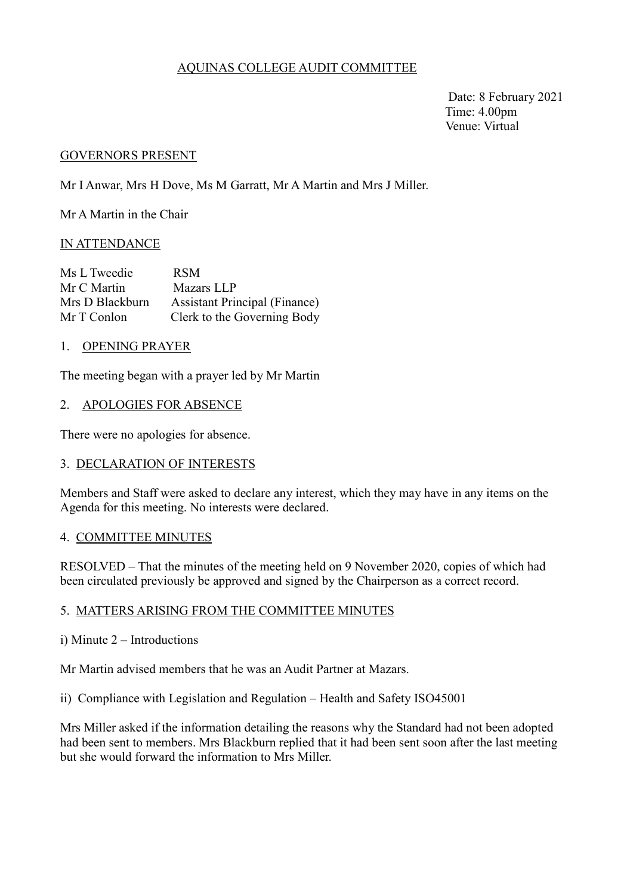# AQUINAS COLLEGE AUDIT COMMITTEE

Date: 8 February 2021
Time: 4.00pm
Venue: Virtual

## GOVERNORS PRESENT

Mr I Anwar, Mrs H Dove, Ms M Garratt, Mr A Martin and Mrs J Miller.

Mr A Martin in the Chair

## IN ATTENDANCE

| | |
|---|---|
| Ms L Tweedie | RSM |
| Mr C Martin | Mazars LLP |
| Mrs D Blackburn | Assistant Principal (Finance) |
| Mr T Conlon | Clerk to the Governing Body |

## 1. OPENING PRAYER

The meeting began with a prayer led by Mr Martin

## 2. APOLOGIES FOR ABSENCE

There were no apologies for absence.

## 3. DECLARATION OF INTERESTS

Members and Staff were asked to declare any interest, which they may have in any items on the Agenda for this meeting. No interests were declared.

## 4. COMMITTEE MINUTES

RESOLVED – That the minutes of the meeting held on 9 November 2020, copies of which had been circulated previously be approved and signed by the Chairperson as a correct record.

## 5. MATTERS ARISING FROM THE COMMITTEE MINUTES

i) Minute 2 – Introductions

Mr Martin advised members that he was an Audit Partner at Mazars.

ii) Compliance with Legislation and Regulation – Health and Safety ISO45001

Mrs Miller asked if the information detailing the reasons why the Standard had not been adopted had been sent to members. Mrs Blackburn replied that it had been sent soon after the last meeting but she would forward the information to Mrs Miller.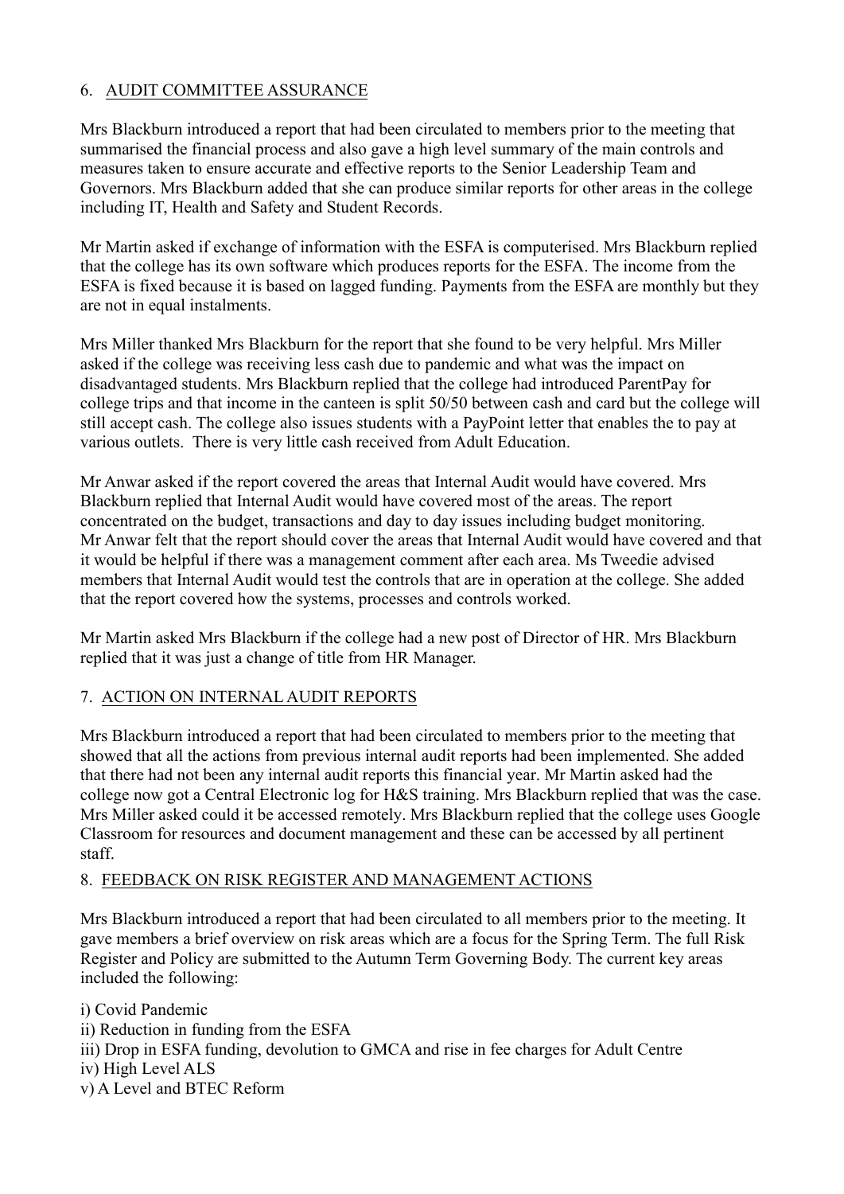## 6. AUDIT COMMITTEE ASSURANCE

Mrs Blackburn introduced a report that had been circulated to members prior to the meeting that summarised the financial process and also gave a high level summary of the main controls and measures taken to ensure accurate and effective reports to the Senior Leadership Team and Governors. Mrs Blackburn added that she can produce similar reports for other areas in the college including IT, Health and Safety and Student Records.

Mr Martin asked if exchange of information with the ESFA is computerised. Mrs Blackburn replied that the college has its own software which produces reports for the ESFA. The income from the ESFA is fixed because it is based on lagged funding. Payments from the ESFA are monthly but they are not in equal instalments.

Mrs Miller thanked Mrs Blackburn for the report that she found to be very helpful. Mrs Miller asked if the college was receiving less cash due to pandemic and what was the impact on disadvantaged students. Mrs Blackburn replied that the college had introduced ParentPay for college trips and that income in the canteen is split 50/50 between cash and card but the college will still accept cash. The college also issues students with a PayPoint letter that enables the to pay at various outlets. There is very little cash received from Adult Education.

Mr Anwar asked if the report covered the areas that Internal Audit would have covered. Mrs Blackburn replied that Internal Audit would have covered most of the areas. The report concentrated on the budget, transactions and day to day issues including budget monitoring. Mr Anwar felt that the report should cover the areas that Internal Audit would have covered and that it would be helpful if there was a management comment after each area. Ms Tweedie advised members that Internal Audit would test the controls that are in operation at the college. She added that the report covered how the systems, processes and controls worked.

Mr Martin asked Mrs Blackburn if the college had a new post of Director of HR. Mrs Blackburn replied that it was just a change of title from HR Manager.

## 7. ACTION ON INTERNAL AUDIT REPORTS

Mrs Blackburn introduced a report that had been circulated to members prior to the meeting that showed that all the actions from previous internal audit reports had been implemented. She added that there had not been any internal audit reports this financial year. Mr Martin asked had the college now got a Central Electronic log for H&S training. Mrs Blackburn replied that was the case. Mrs Miller asked could it be accessed remotely. Mrs Blackburn replied that the college uses Google Classroom for resources and document management and these can be accessed by all pertinent staff.

## 8. FEEDBACK ON RISK REGISTER AND MANAGEMENT ACTIONS

Mrs Blackburn introduced a report that had been circulated to all members prior to the meeting. It gave members a brief overview on risk areas which are a focus for the Spring Term. The full Risk Register and Policy are submitted to the Autumn Term Governing Body. The current key areas included the following:

i) Covid Pandemic
ii) Reduction in funding from the ESFA
iii) Drop in ESFA funding, devolution to GMCA and rise in fee charges for Adult Centre
iv) High Level ALS
v) A Level and BTEC Reform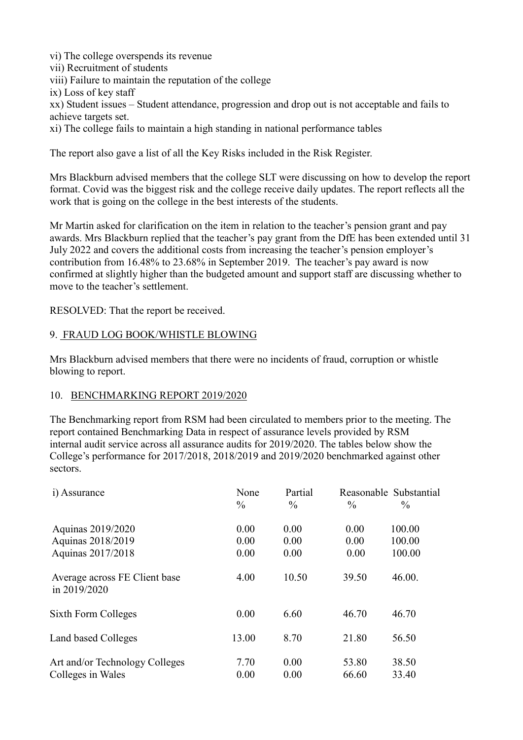vi) The college overspends its revenue
vii) Recruitment of students
viii) Failure to maintain the reputation of the college
ix) Loss of key staff
xx) Student issues – Student attendance, progression and drop out is not acceptable and fails to achieve targets set.
xi) The college fails to maintain a high standing in national performance tables

The report also gave a list of all the Key Risks included in the Risk Register.

Mrs Blackburn advised members that the college SLT were discussing on how to develop the report format. Covid was the biggest risk and the college receive daily updates. The report reflects all the work that is going on the college in the best interests of the students.

Mr Martin asked for clarification on the item in relation to the teacher's pension grant and pay awards. Mrs Blackburn replied that the teacher's pay grant from the DfE has been extended until 31 July 2022 and covers the additional costs from increasing the teacher's pension employer's contribution from 16.48% to 23.68% in September 2019. The teacher's pay award is now confirmed at slightly higher than the budgeted amount and support staff are discussing whether to move to the teacher's settlement.

RESOLVED: That the report be received.

## 9. FRAUD LOG BOOK/WHISTLE BLOWING

Mrs Blackburn advised members that there were no incidents of fraud, corruption or whistle blowing to report.

## 10. BENCHMARKING REPORT 2019/2020

The Benchmarking report from RSM had been circulated to members prior to the meeting. The report contained Benchmarking Data in respect of assurance levels provided by RSM internal audit service across all assurance audits for 2019/2020. The tables below show the College's performance for 2017/2018, 2018/2019 and 2019/2020 benchmarked against other sectors.

| i) Assurance | None % | Partial % | Reasonable % | Substantial % |
|---|---|---|---|---|
| Aquinas 2019/2020 | 0.00 | 0.00 | 0.00 | 100.00 |
| Aquinas 2018/2019 | 0.00 | 0.00 | 0.00 | 100.00 |
| Aquinas 2017/2018 | 0.00 | 0.00 | 0.00 | 100.00 |
| Average across FE Client base in 2019/2020 | 4.00 | 10.50 | 39.50 | 46.00. |
| Sixth Form Colleges | 0.00 | 6.60 | 46.70 | 46.70 |
| Land based Colleges | 13.00 | 8.70 | 21.80 | 56.50 |
| Art and/or Technology Colleges | 7.70 | 0.00 | 53.80 | 38.50 |
| Colleges in Wales | 0.00 | 0.00 | 66.60 | 33.40 |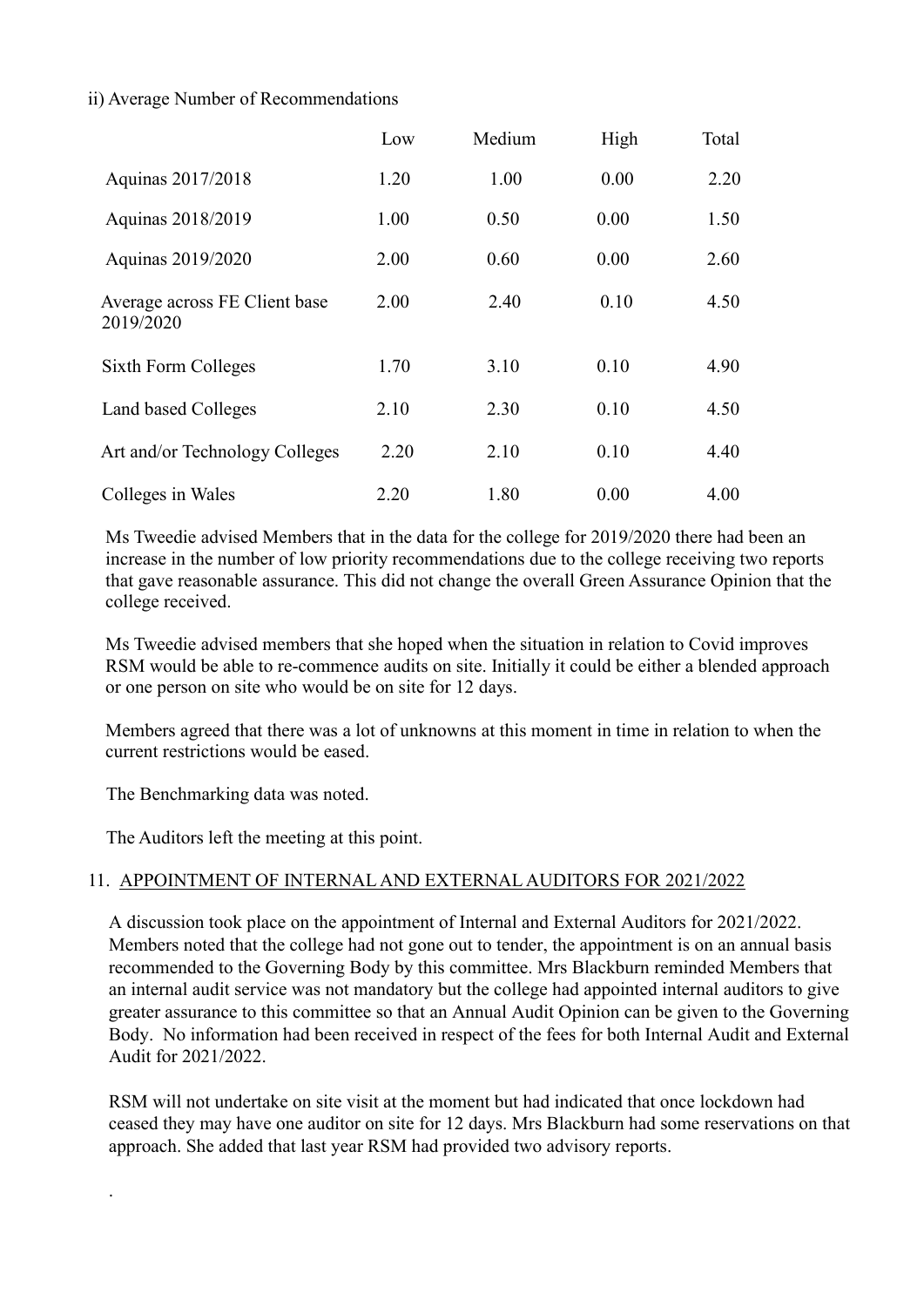ii) Average Number of Recommendations

| | Low | Medium | High | Total |
|---|---|---|---|---|
| Aquinas 2017/2018 | 1.20 | 1.00 | 0.00 | 2.20 |
| Aquinas 2018/2019 | 1.00 | 0.50 | 0.00 | 1.50 |
| Aquinas 2019/2020 | 2.00 | 0.60 | 0.00 | 2.60 |
| Average across FE Client base 2019/2020 | 2.00 | 2.40 | 0.10 | 4.50 |
| Sixth Form Colleges | 1.70 | 3.10 | 0.10 | 4.90 |
| Land based Colleges | 2.10 | 2.30 | 0.10 | 4.50 |
| Art and/or Technology Colleges | 2.20 | 2.10 | 0.10 | 4.40 |
| Colleges in Wales | 2.20 | 1.80 | 0.00 | 4.00 |

Ms Tweedie advised Members that in the data for the college for 2019/2020 there had been an increase in the number of low priority recommendations due to the college receiving two reports that gave reasonable assurance. This did not change the overall Green Assurance Opinion that the college received.

Ms Tweedie advised members that she hoped when the situation in relation to Covid improves RSM would be able to re-commence audits on site. Initially it could be either a blended approach or one person on site who would be on site for 12 days.

Members agreed that there was a lot of unknowns at this moment in time in relation to when the current restrictions would be eased.

The Benchmarking data was noted.

The Auditors left the meeting at this point.

## 11. APPOINTMENT OF INTERNAL AND EXTERNAL AUDITORS FOR 2021/2022

A discussion took place on the appointment of Internal and External Auditors for 2021/2022. Members noted that the college had not gone out to tender, the appointment is on an annual basis recommended to the Governing Body by this committee. Mrs Blackburn reminded Members that an internal audit service was not mandatory but the college had appointed internal auditors to give greater assurance to this committee so that an Annual Audit Opinion can be given to the Governing Body. No information had been received in respect of the fees for both Internal Audit and External Audit for 2021/2022.

RSM will not undertake on site visit at the moment but had indicated that once lockdown had ceased they may have one auditor on site for 12 days. Mrs Blackburn had some reservations on that approach. She added that last year RSM had provided two advisory reports.

.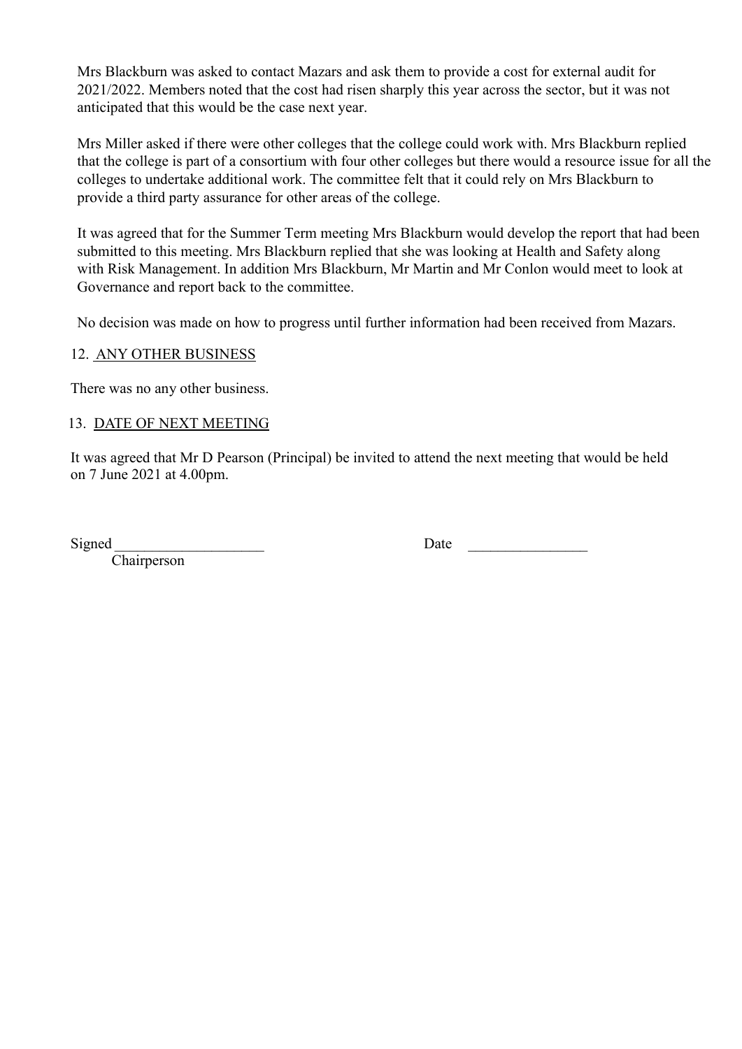Mrs Blackburn was asked to contact Mazars and ask them to provide a cost for external audit for 2021/2022. Members noted that the cost had risen sharply this year across the sector, but it was not anticipated that this would be the case next year.

Mrs Miller asked if there were other colleges that the college could work with. Mrs Blackburn replied that the college is part of a consortium with four other colleges but there would a resource issue for all the colleges to undertake additional work. The committee felt that it could rely on Mrs Blackburn to provide a third party assurance for other areas of the college.

It was agreed that for the Summer Term meeting Mrs Blackburn would develop the report that had been submitted to this meeting. Mrs Blackburn replied that she was looking at Health and Safety along with Risk Management. In addition Mrs Blackburn, Mr Martin and Mr Conlon would meet to look at Governance and report back to the committee.

No decision was made on how to progress until further information had been received from Mazars.

12. ANY OTHER BUSINESS

There was no any other business.

13. DATE OF NEXT MEETING

It was agreed that Mr D Pearson (Principal) be invited to attend the next meeting that would be held on 7 June 2021 at 4.00pm.

Signed ____________________ Date ________________
Chairperson